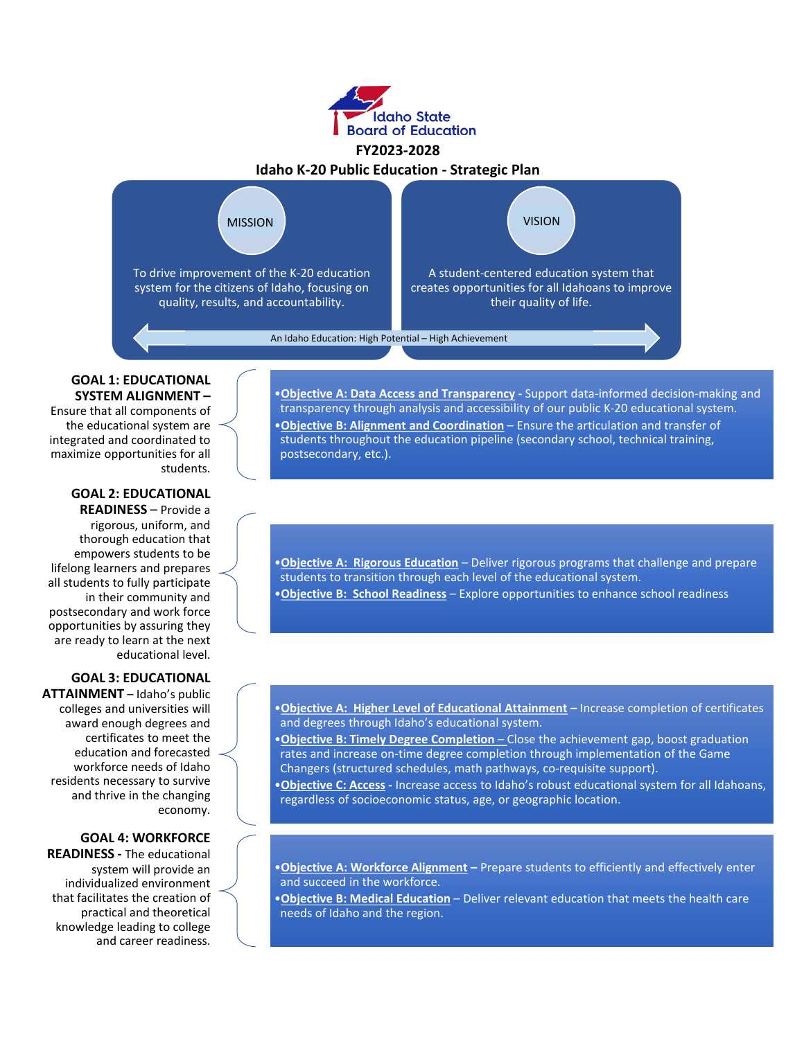Idaho State Board of Education

# FY2023-2028

## Idaho K-20 Public Education - Strategic Plan

**MISSION**

To drive improvement of the K-20 education system for the citizens of Idaho, focusing on quality, results, and accountability.

**VISION**

A student-centered education system that creates opportunities for all Idahoans to improve their quality of life.

An Idaho Education: High Potential – High Achievement

### GOAL 1: EDUCATIONAL SYSTEM ALIGNMENT –

Ensure that all components of the educational system are integrated and coordinated to maximize opportunities for all students.

- **Objective A: Data Access and Transparency** - Support data-informed decision-making and transparency through analysis and accessibility of our public K-20 educational system.
- **Objective B: Alignment and Coordination** – Ensure the articulation and transfer of students throughout the education pipeline (secondary school, technical training, postsecondary, etc.).

### GOAL 2: EDUCATIONAL READINESS

– Provide a rigorous, uniform, and thorough education that empowers students to be lifelong learners and prepares all students to fully participate in their community and postsecondary and work force opportunities by assuring they are ready to learn at the next educational level.

- **Objective A: Rigorous Education** – Deliver rigorous programs that challenge and prepare students to transition through each level of the educational system.
- **Objective B: School Readiness** – Explore opportunities to enhance school readiness

### GOAL 3: EDUCATIONAL ATTAINMENT

– Idaho's public colleges and universities will award enough degrees and certificates to meet the education and forecasted workforce needs of Idaho residents necessary to survive and thrive in the changing economy.

- **Objective A: Higher Level of Educational Attainment –** Increase completion of certificates and degrees through Idaho's educational system.
- **Objective B: Timely Degree Completion –** Close the achievement gap, boost graduation rates and increase on-time degree completion through implementation of the Game Changers (structured schedules, math pathways, co-requisite support).
- **Objective C: Access** - Increase access to Idaho's robust educational system for all Idahoans, regardless of socioeconomic status, age, or geographic location.

### GOAL 4: WORKFORCE READINESS

- The educational system will provide an individualized environment that facilitates the creation of practical and theoretical knowledge leading to college and career readiness.

- **Objective A: Workforce Alignment –** Prepare students to efficiently and effectively enter and succeed in the workforce.
- **Objective B: Medical Education** – Deliver relevant education that meets the health care needs of Idaho and the region.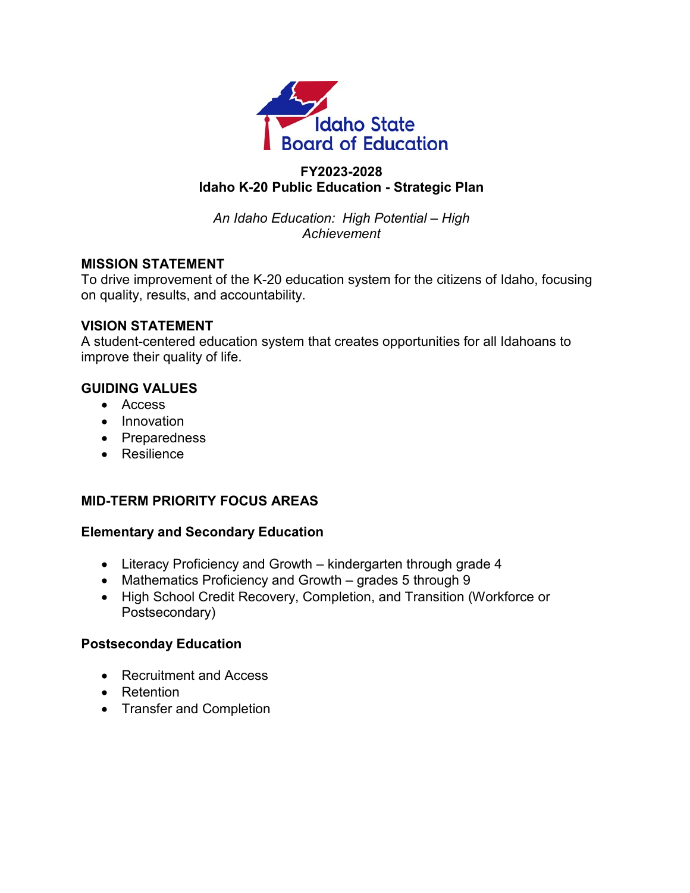Idaho State Board of Education

**FY2023-2028**
**Idaho K-20 Public Education - Strategic Plan**

*An Idaho Education: High Potential – High Achievement*

## MISSION STATEMENT

To drive improvement of the K-20 education system for the citizens of Idaho, focusing on quality, results, and accountability.

## VISION STATEMENT

A student-centered education system that creates opportunities for all Idahoans to improve their quality of life.

## GUIDING VALUES

- Access
- Innovation
- Preparedness
- Resilience

## MID-TERM PRIORITY FOCUS AREAS

### Elementary and Secondary Education

- Literacy Proficiency and Growth – kindergarten through grade 4
- Mathematics Proficiency and Growth – grades 5 through 9
- High School Credit Recovery, Completion, and Transition (Workforce or Postsecondary)

### Postseconday Education

- Recruitment and Access
- Retention
- Transfer and Completion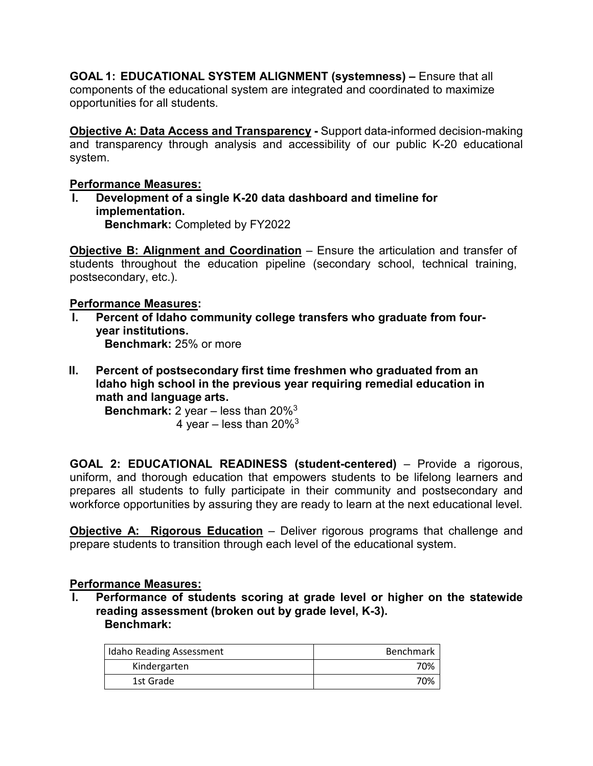**GOAL 1: EDUCATIONAL SYSTEM ALIGNMENT (systemness) –** Ensure that all components of the educational system are integrated and coordinated to maximize opportunities for all students.

**Objective A: Data Access and Transparency -** Support data-informed decision-making and transparency through analysis and accessibility of our public K-20 educational system.

**Performance Measures:**

I. **Development of a single K-20 data dashboard and timeline for implementation.**
   **Benchmark:** Completed by FY2022

**Objective B: Alignment and Coordination** – Ensure the articulation and transfer of students throughout the education pipeline (secondary school, technical training, postsecondary, etc.).

**Performance Measures:**

I. **Percent of Idaho community college transfers who graduate from four-year institutions.**
   **Benchmark:** 25% or more

II. **Percent of postsecondary first time freshmen who graduated from an Idaho high school in the previous year requiring remedial education in math and language arts.**
   **Benchmark:** 2 year – less than 20%[3]
   4 year – less than 20%[3]

**GOAL 2: EDUCATIONAL READINESS (student-centered)** – Provide a rigorous, uniform, and thorough education that empowers students to be lifelong learners and prepares all students to fully participate in their community and postsecondary and workforce opportunities by assuring they are ready to learn at the next educational level.

**Objective A: Rigorous Education** – Deliver rigorous programs that challenge and prepare students to transition through each level of the educational system.

**Performance Measures:**

I. **Performance of students scoring at grade level or higher on the statewide reading assessment (broken out by grade level, K-3).**
   **Benchmark:**

| Idaho Reading Assessment | Benchmark |
|---|---|
| Kindergarten | 70% |
| 1st Grade | 70% |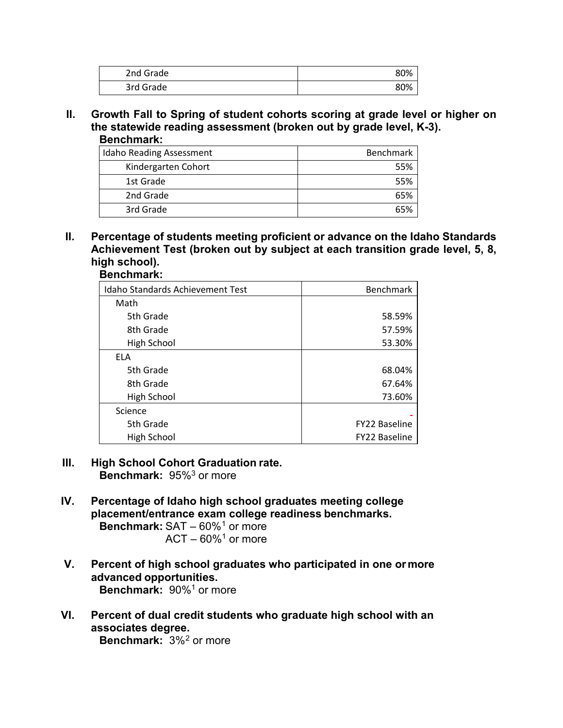| 2nd Grade | 80% |
|---|---|
| 3rd Grade | 80% |

**II. Growth Fall to Spring of student cohorts scoring at grade level or higher on the statewide reading assessment (broken out by grade level, K-3).**

**Benchmark:**

| Idaho Reading Assessment | Benchmark |
|---|---|
| Kindergarten Cohort | 55% |
| 1st Grade | 55% |
| 2nd Grade | 65% |
| 3rd Grade | 65% |

**II. Percentage of students meeting proficient or advance on the Idaho Standards Achievement Test (broken out by subject at each transition grade level, 5, 8, high school).**

**Benchmark:**

| Idaho Standards Achievement Test | Benchmark |
|---|---|
| Math | |
| 5th Grade | 58.59% |
| 8th Grade | 57.59% |
| High School | 53.30% |
| ELA | |
| 5th Grade | 68.04% |
| 8th Grade | 67.64% |
| High School | 73.60% |
| Science | - |
| 5th Grade | FY22 Baseline |
| High School | FY22 Baseline |

**III. High School Cohort Graduation rate.**
**Benchmark:** 95%[3] or more

**IV. Percentage of Idaho high school graduates meeting college placement/entrance exam college readiness benchmarks.**
**Benchmark:** SAT – 60%[1] or more
ACT – 60%[1] or more

**V. Percent of high school graduates who participated in one or more advanced opportunities.**
**Benchmark:** 90%[1] or more

**VI. Percent of dual credit students who graduate high school with an associates degree.**
**Benchmark:** 3%[2] or more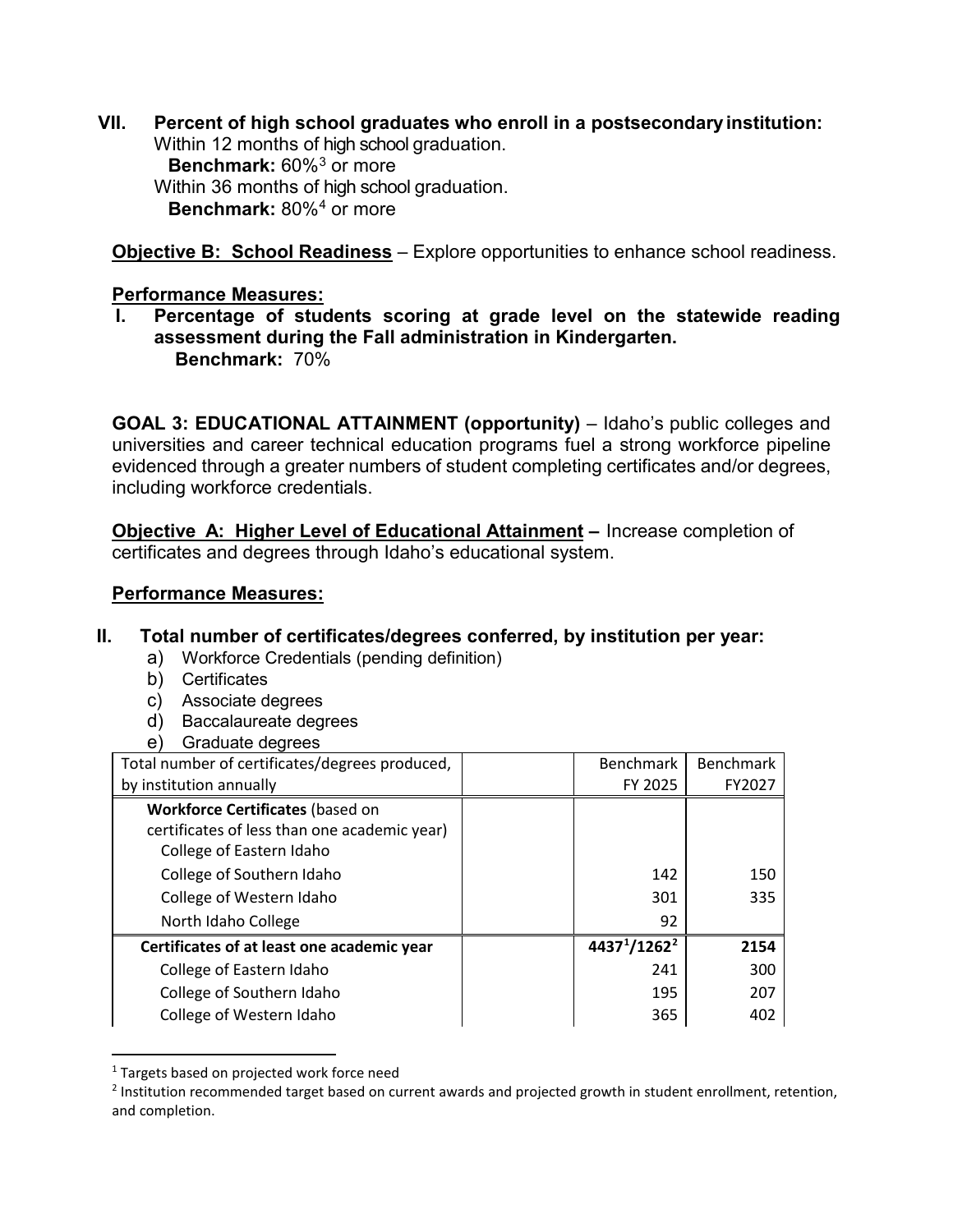**VII. Percent of high school graduates who enroll in a postsecondary institution:**

Within 12 months of high school graduation.

**Benchmark:** 60%[3] or more

Within 36 months of high school graduation.

**Benchmark:** 80%[4] or more

**Objective B: School Readiness** – Explore opportunities to enhance school readiness.

**Performance Measures:**

**I. Percentage of students scoring at grade level on the statewide reading assessment during the Fall administration in Kindergarten.**

**Benchmark:** 70%

**GOAL 3: EDUCATIONAL ATTAINMENT (opportunity)** – Idaho's public colleges and universities and career technical education programs fuel a strong workforce pipeline evidenced through a greater numbers of student completing certificates and/or degrees, including workforce credentials.

**Objective A: Higher Level of Educational Attainment** – Increase completion of certificates and degrees through Idaho's educational system.

**Performance Measures:**

**II. Total number of certificates/degrees conferred, by institution per year:**

a) Workforce Credentials (pending definition)
b) Certificates
c) Associate degrees
d) Baccalaureate degrees
e) Graduate degrees

| Total number of certificates/degrees produced, by institution annually | | Benchmark FY 2025 | Benchmark FY2027 |
|---|---|---|---|
| **Workforce Certificates** (based on certificates of less than one academic year) | | | |
| College of Eastern Idaho | | | |
| College of Southern Idaho | | 142 | 150 |
| College of Western Idaho | | 301 | 335 |
| North Idaho College | | 92 | |
| **Certificates of at least one academic year** | | **4437[1]/1262[2]** | **2154** |
| College of Eastern Idaho | | 241 | 300 |
| College of Southern Idaho | | 195 | 207 |
| College of Western Idaho | | 365 | 402 |

[1] Targets based on projected work force need

[2] Institution recommended target based on current awards and projected growth in student enrollment, retention, and completion.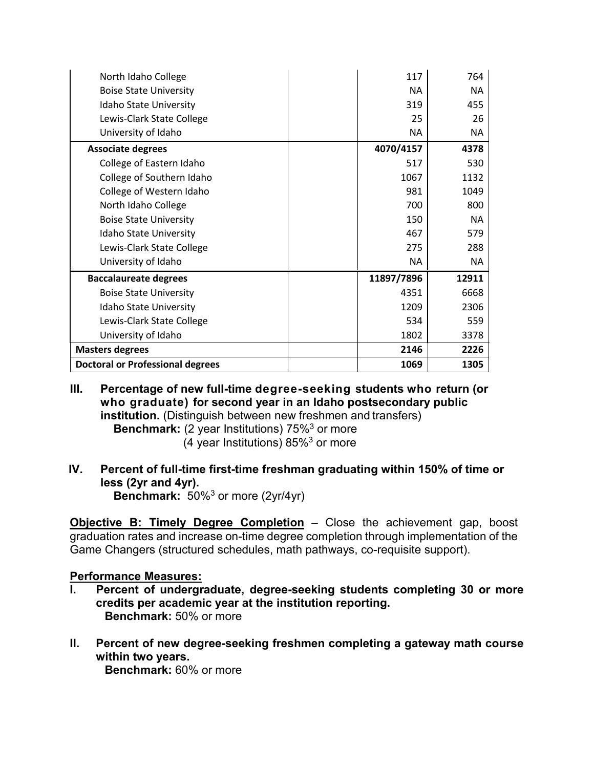| | | | |
|---|---|---|---|
| North Idaho College | | 117 | 764 |
| Boise State University | | NA | NA |
| Idaho State University | | 319 | 455 |
| Lewis-Clark State College | | 25 | 26 |
| University of Idaho | | NA | NA |
| **Associate degrees** | | **4070/4157** | **4378** |
| College of Eastern Idaho | | 517 | 530 |
| College of Southern Idaho | | 1067 | 1132 |
| College of Western Idaho | | 981 | 1049 |
| North Idaho College | | 700 | 800 |
| Boise State University | | 150 | NA |
| Idaho State University | | 467 | 579 |
| Lewis-Clark State College | | 275 | 288 |
| University of Idaho | | NA | NA |
| **Baccalaureate degrees** | | **11897/7896** | **12911** |
| Boise State University | | 4351 | 6668 |
| Idaho State University | | 1209 | 2306 |
| Lewis-Clark State College | | 534 | 559 |
| University of Idaho | | 1802 | 3378 |
| **Masters degrees** | | **2146** | **2226** |
| **Doctoral or Professional degrees** | | **1069** | **1305** |

**III. Percentage of new full-time degree-seeking students who return (or who graduate) for second year in an Idaho postsecondary public institution.** (Distinguish between new freshmen and transfers)
**Benchmark:** (2 year Institutions) 75%[3] or more
(4 year Institutions) 85%[3] or more

**IV. Percent of full-time first-time freshman graduating within 150% of time or less (2yr and 4yr).**
**Benchmark:** 50%[3] or more (2yr/4yr)

**Objective B: Timely Degree Completion** – Close the achievement gap, boost graduation rates and increase on-time degree completion through implementation of the Game Changers (structured schedules, math pathways, co-requisite support).

**Performance Measures:**

**I. Percent of undergraduate, degree-seeking students completing 30 or more credits per academic year at the institution reporting.**
**Benchmark:** 50% or more

**II. Percent of new degree-seeking freshmen completing a gateway math course within two years.**
**Benchmark:** 60% or more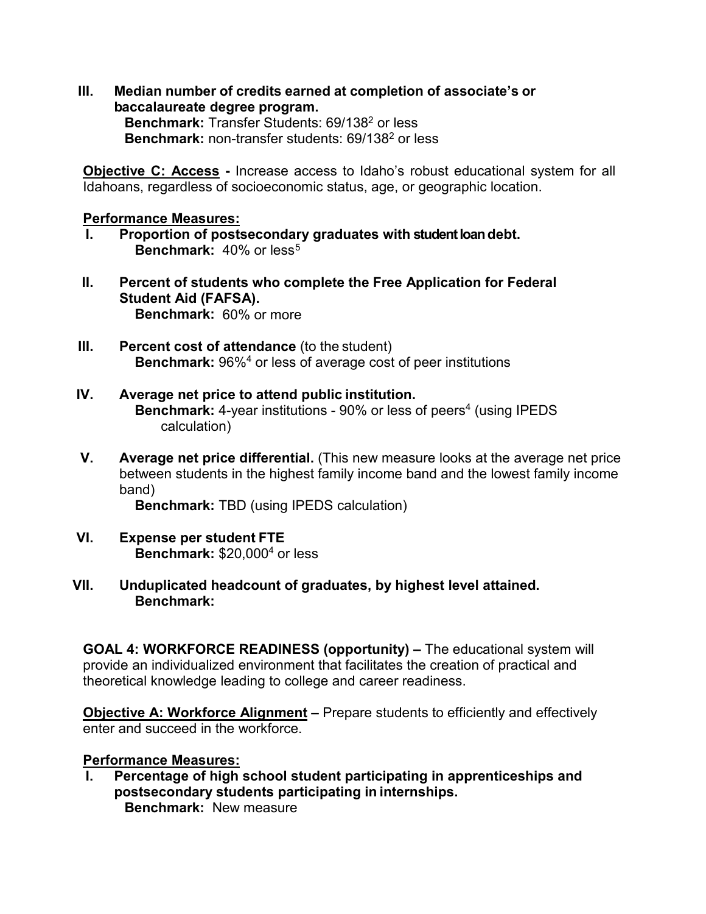III. **Median number of credits earned at completion of associate's or baccalaureate degree program.**
  **Benchmark:** Transfer Students: 69/138[2] or less
  **Benchmark:** non-transfer students: 69/138[2] or less

**Objective C: Access -** Increase access to Idaho's robust educational system for all Idahoans, regardless of socioeconomic status, age, or geographic location.

**Performance Measures:**

I. **Proportion of postsecondary graduates with student loan debt.**
  **Benchmark:** 40% or less[5]

II. **Percent of students who complete the Free Application for Federal Student Aid (FAFSA).**
  **Benchmark:** 60% or more

III. **Percent cost of attendance** (to the student)
  **Benchmark:** 96%[4] or less of average cost of peer institutions

IV. **Average net price to attend public institution.**
  **Benchmark:** 4-year institutions - 90% or less of peers[4] (using IPEDS calculation)

V. **Average net price differential.** (This new measure looks at the average net price between students in the highest family income band and the lowest family income band)
  **Benchmark:** TBD (using IPEDS calculation)

VI. **Expense per student FTE**
  **Benchmark:** $20,000[4] or less

VII. **Unduplicated headcount of graduates, by highest level attained.**
  **Benchmark:**

**GOAL 4: WORKFORCE READINESS (opportunity) –** The educational system will provide an individualized environment that facilitates the creation of practical and theoretical knowledge leading to college and career readiness.

**Objective A: Workforce Alignment –** Prepare students to efficiently and effectively enter and succeed in the workforce.

**Performance Measures:**

I. **Percentage of high school student participating in apprenticeships and postsecondary students participating in internships.**
  **Benchmark:** New measure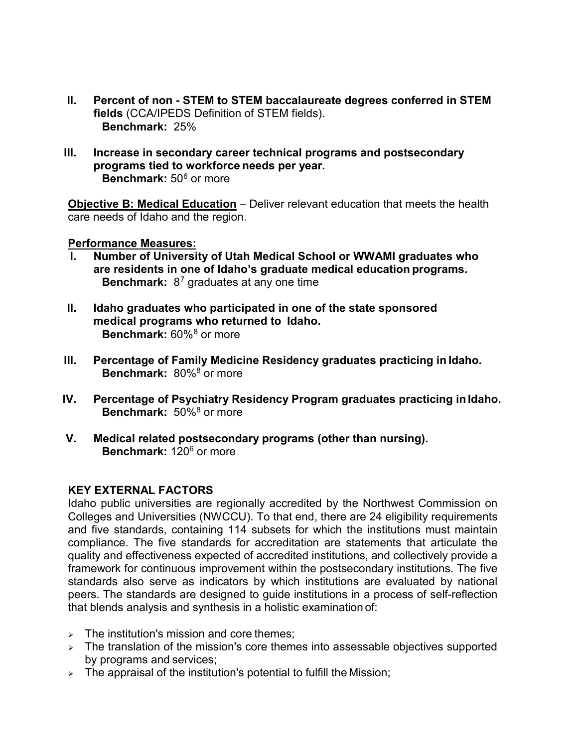II. **Percent of non - STEM to STEM baccalaureate degrees conferred in STEM fields** (CCA/IPEDS Definition of STEM fields).
   **Benchmark:** 25%

III. **Increase in secondary career technical programs and postsecondary programs tied to workforce needs per year.**
   **Benchmark:** 50[6] or more

**Objective B: Medical Education** – Deliver relevant education that meets the health care needs of Idaho and the region.

**Performance Measures:**

I. **Number of University of Utah Medical School or WWAMI graduates who are residents in one of Idaho's graduate medical education programs.**
   **Benchmark:** 8[7] graduates at any one time

II. **Idaho graduates who participated in one of the state sponsored medical programs who returned to Idaho.**
   **Benchmark:** 60%[8] or more

III. **Percentage of Family Medicine Residency graduates practicing in Idaho.**
   **Benchmark:** 80%[8] or more

IV. **Percentage of Psychiatry Residency Program graduates practicing in Idaho.**
   **Benchmark:** 50%[8] or more

V. **Medical related postsecondary programs (other than nursing).**
   **Benchmark:** 120[6] or more

**KEY EXTERNAL FACTORS**

Idaho public universities are regionally accredited by the Northwest Commission on Colleges and Universities (NWCCU). To that end, there are 24 eligibility requirements and five standards, containing 114 subsets for which the institutions must maintain compliance. The five standards for accreditation are statements that articulate the quality and effectiveness expected of accredited institutions, and collectively provide a framework for continuous improvement within the postsecondary institutions. The five standards also serve as indicators by which institutions are evaluated by national peers. The standards are designed to guide institutions in a process of self-reflection that blends analysis and synthesis in a holistic examination of:

- The institution's mission and core themes;
- The translation of the mission's core themes into assessable objectives supported by programs and services;
- The appraisal of the institution's potential to fulfill the Mission;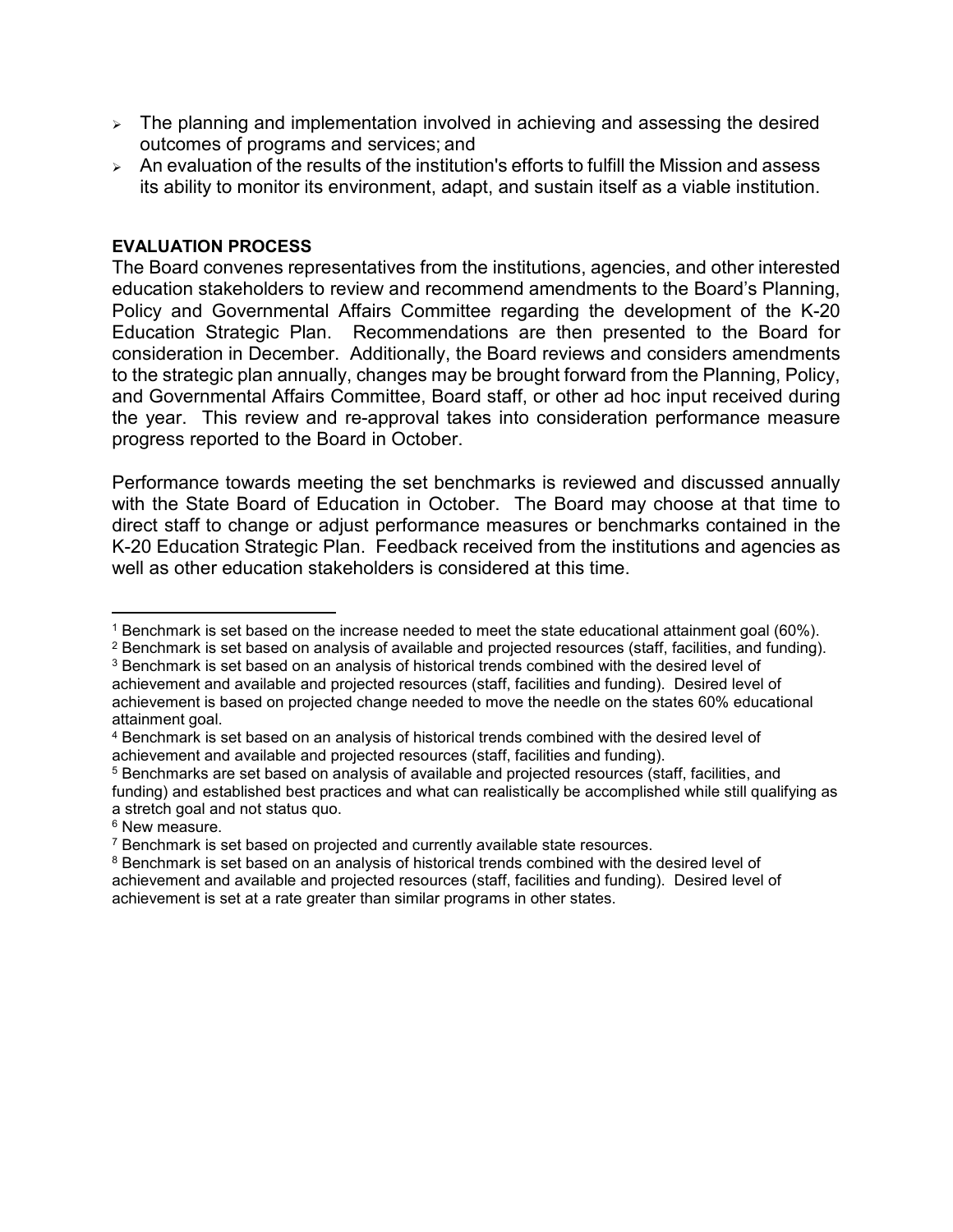- The planning and implementation involved in achieving and assessing the desired outcomes of programs and services; and
- An evaluation of the results of the institution's efforts to fulfill the Mission and assess its ability to monitor its environment, adapt, and sustain itself as a viable institution.

**EVALUATION PROCESS**

The Board convenes representatives from the institutions, agencies, and other interested education stakeholders to review and recommend amendments to the Board's Planning, Policy and Governmental Affairs Committee regarding the development of the K-20 Education Strategic Plan. Recommendations are then presented to the Board for consideration in December. Additionally, the Board reviews and considers amendments to the strategic plan annually, changes may be brought forward from the Planning, Policy, and Governmental Affairs Committee, Board staff, or other ad hoc input received during the year. This review and re-approval takes into consideration performance measure progress reported to the Board in October.

Performance towards meeting the set benchmarks is reviewed and discussed annually with the State Board of Education in October. The Board may choose at that time to direct staff to change or adjust performance measures or benchmarks contained in the K-20 Education Strategic Plan. Feedback received from the institutions and agencies as well as other education stakeholders is considered at this time.

---

[1] Benchmark is set based on the increase needed to meet the state educational attainment goal (60%).

[2] Benchmark is set based on analysis of available and projected resources (staff, facilities, and funding).

[3] Benchmark is set based on an analysis of historical trends combined with the desired level of achievement and available and projected resources (staff, facilities and funding). Desired level of achievement is based on projected change needed to move the needle on the states 60% educational attainment goal.

[4] Benchmark is set based on an analysis of historical trends combined with the desired level of achievement and available and projected resources (staff, facilities and funding).

[5] Benchmarks are set based on analysis of available and projected resources (staff, facilities, and funding) and established best practices and what can realistically be accomplished while still qualifying as a stretch goal and not status quo.

[6] New measure.

[7] Benchmark is set based on projected and currently available state resources.

[8] Benchmark is set based on an analysis of historical trends combined with the desired level of achievement and available and projected resources (staff, facilities and funding). Desired level of achievement is set at a rate greater than similar programs in other states.